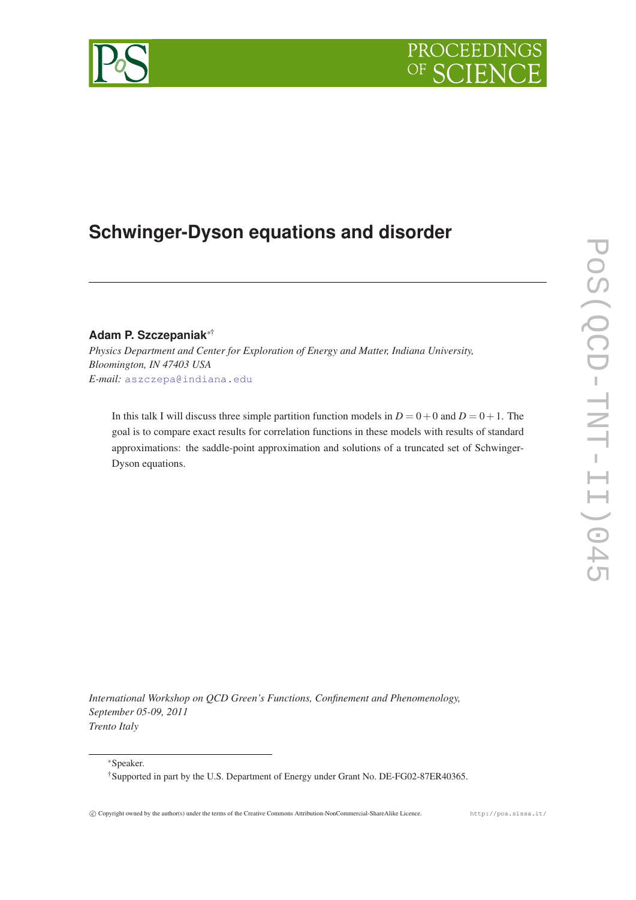# Schwinger-Dyson equations and disorder

**Adam P. Szczepaniak**[∗†]

*Physics Department and Center for Exploration of Energy and Matter, Indiana University, Bloomington, IN 47403 USA*

*E-mail:* aszczepa@indiana.edu

In this talk I will discuss three simple partition function models in $D = 0+0$ and $D = 0+1$. The goal is to compare exact results for correlation functions in these models with results of standard approximations: the saddle-point approximation and solutions of a truncated set of Schwinger-Dyson equations.

*International Workshop on QCD Green's Functions, Confinement and Phenomenology, September 05-09, 2011*
*Trento Italy*

[∗]Speaker.

[†]Supported in part by the U.S. Department of Energy under Grant No. DE-FG02-87ER40365.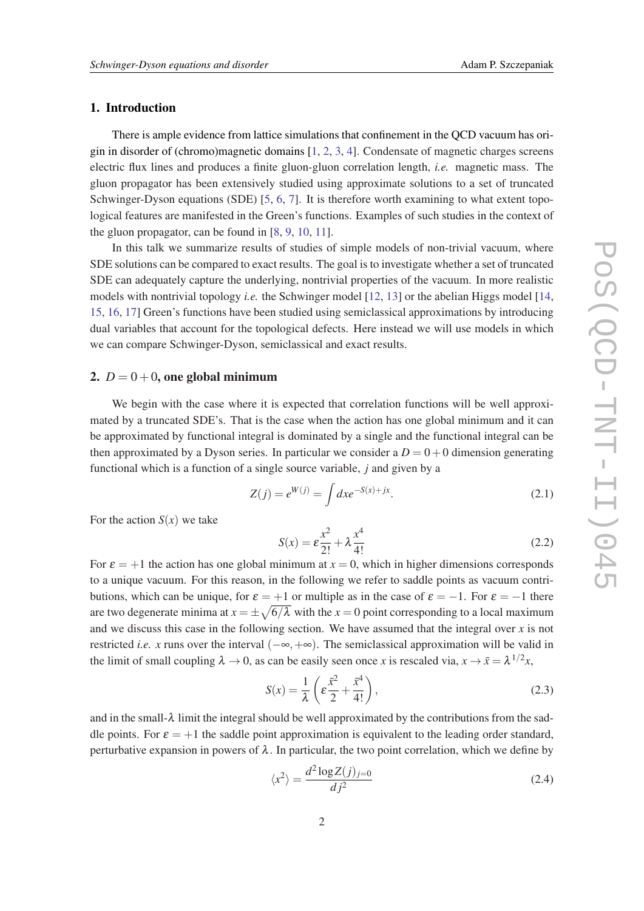## 1. Introduction

There is ample evidence from lattice simulations that confinement in the QCD vacuum has origin in disorder of (chromo)magnetic domains [1, 2, 3, 4]. Condensate of magnetic charges screens electric flux lines and produces a finite gluon-gluon correlation length, *i.e.* magnetic mass. The gluon propagator has been extensively studied using approximate solutions to a set of truncated Schwinger-Dyson equations (SDE) [5, 6, 7]. It is therefore worth examining to what extent topological features are manifested in the Green's functions. Examples of such studies in the context of the gluon propagator, can be found in [8, 9, 10, 11].

In this talk we summarize results of studies of simple models of non-trivial vacuum, where SDE solutions can be compared to exact results. The goal is to investigate whether a set of truncated SDE can adequately capture the underlying, nontrivial properties of the vacuum. In more realistic models with nontrivial topology *i.e.* the Schwinger model [12, 13] or the abelian Higgs model [14, 15, 16, 17] Green's functions have been studied using semiclassical approximations by introducing dual variables that account for the topological defects. Here instead we will use models in which we can compare Schwinger-Dyson, semiclassical and exact results.

## 2. $D = 0+0$, one global minimum

We begin with the case where it is expected that correlation functions will be well approximated by a truncated SDE's. That is the case when the action has one global minimum and it can be approximated by functional integral is dominated by a single and the functional integral can be then approximated by a Dyson series. In particular we consider a $D = 0+0$ dimension generating functional which is a function of a single source variable, $j$ and given by a

$$Z(j) = e^{W(j)} = \int dx e^{-S(x)+jx}. \tag{2.1}$$

For the action $S(x)$ we take

$$S(x) = \varepsilon \frac{x^2}{2!} + \lambda \frac{x^4}{4!} \tag{2.2}$$

For $\varepsilon = +1$ the action has one global minimum at $x = 0$, which in higher dimensions corresponds to a unique vacuum. For this reason, in the following we refer to saddle points as vacuum contributions, which can be unique, for $\varepsilon = +1$ or multiple as in the case of $\varepsilon = -1$. For $\varepsilon = -1$ there are two degenerate minima at $x = \pm\sqrt{6/\lambda}$ with the $x = 0$ point corresponding to a local maximum and we discuss this case in the following section. We have assumed that the integral over $x$ is not restricted *i.e.* $x$ runs over the interval $(-\infty, +\infty)$. The semiclassical approximation will be valid in the limit of small coupling $\lambda \to 0$, as can be easily seen once $x$ is rescaled via, $x \to \bar{x} = \lambda^{1/2} x$,

$$S(x) = \frac{1}{\lambda}\left(\varepsilon \frac{\bar{x}^2}{2} + \frac{\bar{x}^4}{4!}\right), \tag{2.3}$$

and in the small-$\lambda$ limit the integral should be well approximated by the contributions from the saddle points. For $\varepsilon = +1$ the saddle point approximation is equivalent to the leading order standard, perturbative expansion in powers of $\lambda$. In particular, the two point correlation, which we define by

$$\langle x^2 \rangle = \frac{d^2 \log Z(j)_{j=0}}{dj^2} \tag{2.4}$$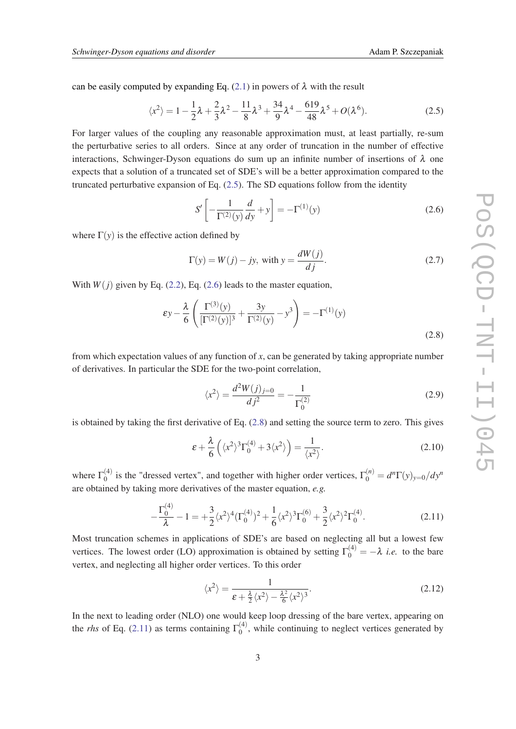can be easily computed by expanding Eq. (2.1) in powers of $\lambda$ with the result

$$\langle x^2 \rangle = 1 - \frac{1}{2}\lambda + \frac{2}{3}\lambda^2 - \frac{11}{8}\lambda^3 + \frac{34}{9}\lambda^4 - \frac{619}{48}\lambda^5 + O(\lambda^6). \tag{2.5}$$

For larger values of the coupling any reasonable approximation must, at least partially, re-sum the perturbative series to all orders. Since at any order of truncation in the number of effective interactions, Schwinger-Dyson equations do sum up an infinite number of insertions of $\lambda$ one expects that a solution of a truncated set of SDE's will be a better approximation compared to the truncated perturbative expansion of Eq. (2.5). The SD equations follow from the identity

$$S'\left[-\frac{1}{\Gamma^{(2)}(y)}\frac{d}{dy} + y\right] = -\Gamma^{(1)}(y) \tag{2.6}$$

where $\Gamma(y)$ is the effective action defined by

$$\Gamma(y) = W(j) - jy, \text{ with } y = \frac{dW(j)}{dj}. \tag{2.7}$$

With $W(j)$ given by Eq. (2.2), Eq. (2.6) leads to the master equation,

$$\epsilon y - \frac{\lambda}{6}\left(\frac{\Gamma^{(3)}(y)}{[\Gamma^{(2)}(y)]^3} + \frac{3y}{\Gamma^{(2)}(y)} - y^3\right) = -\Gamma^{(1)}(y) \tag{2.8}$$

from which expectation values of any function of $x$, can be generated by taking appropriate number of derivatives. In particular the SDE for the two-point correlation,

$$\langle x^2 \rangle = \frac{d^2W(j)_{j=0}}{dj^2} = -\frac{1}{\Gamma^{(2)}_0} \tag{2.9}$$

is obtained by taking the first derivative of Eq. (2.8) and setting the source term to zero. This gives

$$\epsilon + \frac{\lambda}{6}\left(\langle x^2\rangle^3 \Gamma^{(4)}_0 + 3\langle x^2 \rangle\right) = \frac{1}{\langle x^2 \rangle}. \tag{2.10}$$

where $\Gamma^{(4)}_0$ is the "dressed vertex", and together with higher order vertices, $\Gamma^{(n)}_0 = d^n\Gamma(y)_{y=0}/dy^n$ are obtained by taking more derivatives of the master equation, *e.g.*

$$-\frac{\Gamma^{(4)}_0}{\lambda} - 1 = +\frac{3}{2}\langle x^2\rangle^4 (\Gamma^{(4)}_0)^2 + \frac{1}{6}\langle x^2 \rangle^3 \Gamma^{(6)}_0 + \frac{3}{2}\langle x^2\rangle^2 \Gamma^{(4)}_0. \tag{2.11}$$

Most truncation schemes in applications of SDE's are based on neglecting all but a lowest few vertices. The lowest order (LO) approximation is obtained by setting $\Gamma^{(4)}_0 = -\lambda$ *i.e.* to the bare vertex, and neglecting all higher order vertices. To this order

$$\langle x^2 \rangle = \frac{1}{\epsilon + \frac{\lambda}{2}\langle x^2 \rangle - \frac{\lambda^2}{6}\langle x^2\rangle^3}. \tag{2.12}$$

In the next to leading order (NLO) one would keep loop dressing of the bare vertex, appearing on the *rhs* of Eq. (2.11) as terms containing $\Gamma^{(4)}_0$, while continuing to neglect vertices generated by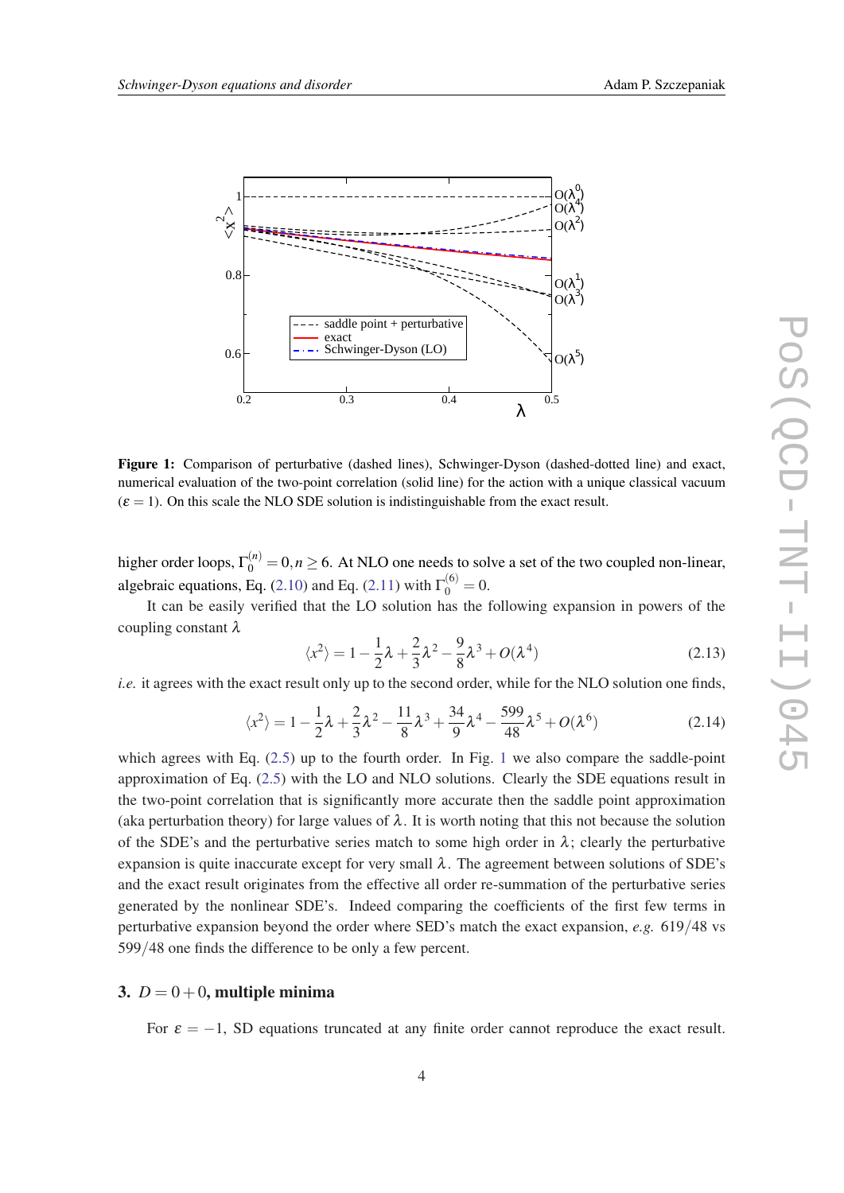Figure 1: Comparison of perturbative (dashed lines), Schwinger-Dyson (dashed-dotted line) and exact, numerical evaluation of the two-point correlation (solid line) for the action with a unique classical vacuum ($\varepsilon = 1$). On this scale the NLO SDE solution is indistinguishable from the exact result.

higher order loops, $\Gamma_0^{(n)} = 0, n \geq 6$. At NLO one needs to solve a set of the two coupled non-linear, algebraic equations, Eq. (2.10) and Eq. (2.11) with $\Gamma_0^{(6)} = 0$.

It can be easily verified that the LO solution has the following expansion in powers of the coupling constant $\lambda$

$$\langle x^2 \rangle = 1 - \frac{1}{2}\lambda + \frac{2}{3}\lambda^2 - \frac{9}{8}\lambda^3 + O(\lambda^4) \tag{2.13}$$

*i.e.* it agrees with the exact result only up to the second order, while for the NLO solution one finds,

$$\langle x^2 \rangle = 1 - \frac{1}{2}\lambda + \frac{2}{3}\lambda^2 - \frac{11}{8}\lambda^3 + \frac{34}{9}\lambda^4 - \frac{599}{48}\lambda^5 + O(\lambda^6) \tag{2.14}$$

which agrees with Eq. (2.5) up to the fourth order. In Fig. 1 we also compare the saddle-point approximation of Eq. (2.5) with the LO and NLO solutions. Clearly the SDE equations result in the two-point correlation that is significantly more accurate then the saddle point approximation (aka perturbation theory) for large values of $\lambda$. It is worth noting that this not because the solution of the SDE's and the perturbative series match to some high order in $\lambda$; clearly the perturbative expansion is quite inaccurate except for very small $\lambda$. The agreement between solutions of SDE's and the exact result originates from the effective all order re-summation of the perturbative series generated by the nonlinear SDE's. Indeed comparing the coefficients of the first few terms in perturbative expansion beyond the order where SED's match the exact expansion, *e.g.* $619/48$ vs $599/48$ one finds the difference to be only a few percent.

## 3. $D = 0+0$, multiple minima

For $\varepsilon = -1$, SD equations truncated at any finite order cannot reproduce the exact result.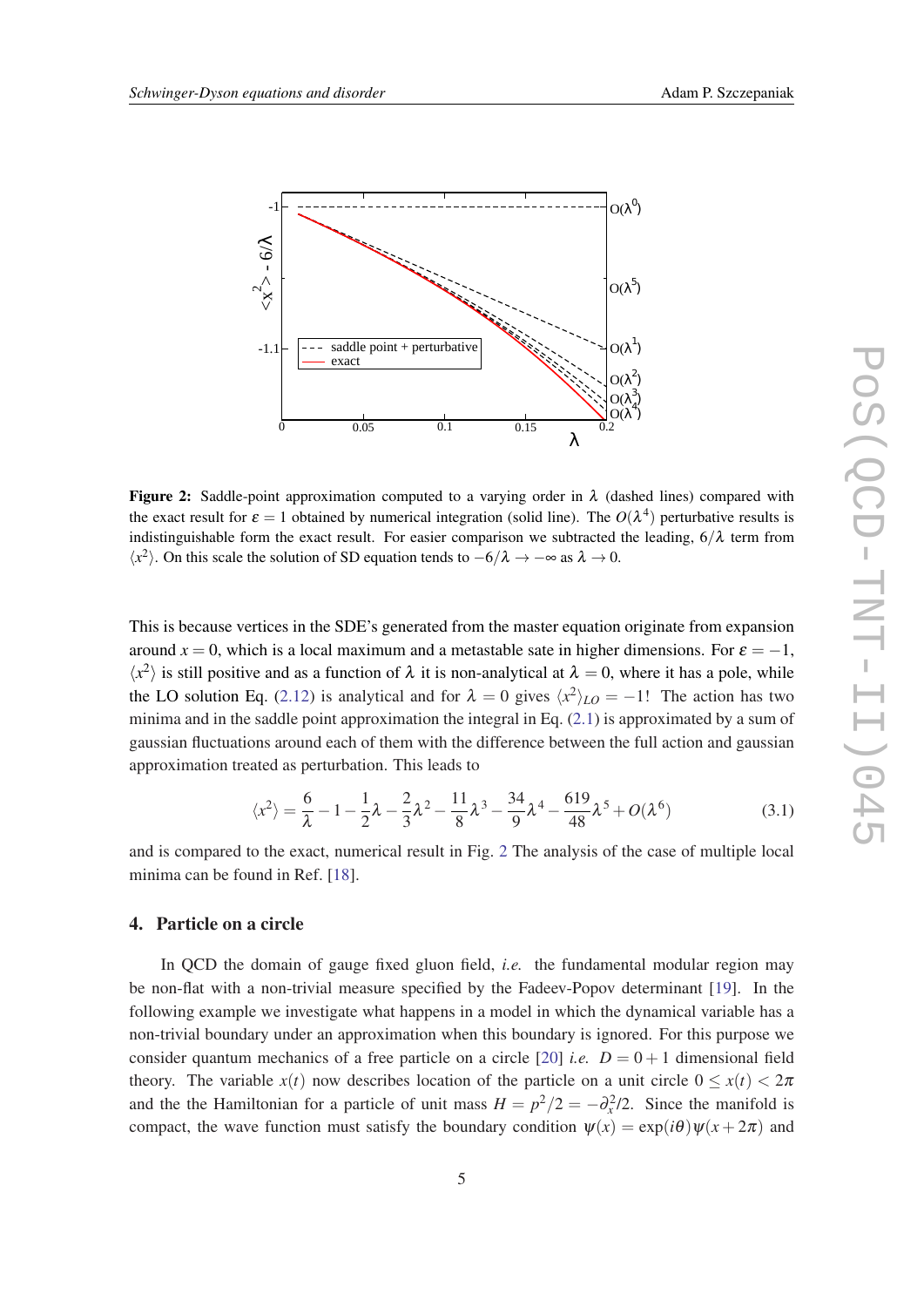**Figure 2:** Saddle-point approximation computed to a varying order in $\lambda$ (dashed lines) compared with the exact result for $\varepsilon = 1$ obtained by numerical integration (solid line). The $O(\lambda^4)$ perturbative results is indistinguishable form the exact result. For easier comparison we subtracted the leading, $6/\lambda$ term from $\langle x^2 \rangle$. On this scale the solution of SD equation tends to $-6/\lambda \to -\infty$ as $\lambda \to 0$.

This is because vertices in the SDE's generated from the master equation originate from expansion around $x = 0$, which is a local maximum and a metastable sate in higher dimensions. For $\varepsilon = -1$, $\langle x^2 \rangle$ is still positive and as a function of $\lambda$ it is non-analytical at $\lambda = 0$, where it has a pole, while the LO solution Eq. (2.12) is analytical and for $\lambda = 0$ gives $\langle x^2 \rangle_{LO} = -1$! The action has two minima and in the saddle point approximation the integral in Eq. (2.1) is approximated by a sum of gaussian fluctuations around each of them with the difference between the full action and gaussian approximation treated as perturbation. This leads to

$$\langle x^2 \rangle = \frac{6}{\lambda} - 1 - \frac{1}{2}\lambda - \frac{2}{3}\lambda^2 - \frac{11}{8}\lambda^3 - \frac{34}{9}\lambda^4 - \frac{619}{48}\lambda^5 + O(\lambda^6) \tag{3.1}$$

and is compared to the exact, numerical result in Fig. 2 The analysis of the case of multiple local minima can be found in Ref. [18].

## 4. Particle on a circle

In QCD the domain of gauge fixed gluon field, *i.e.* the fundamental modular region may be non-flat with a non-trivial measure specified by the Fadeev-Popov determinant [19]. In the following example we investigate what happens in a model in which the dynamical variable has a non-trivial boundary under an approximation when this boundary is ignored. For this purpose we consider quantum mechanics of a free particle on a circle [20] *i.e.* $D = 0+1$ dimensional field theory. The variable $x(t)$ now describes location of the particle on a unit circle $0 \leq x(t) < 2\pi$ and the the Hamiltonian for a particle of unit mass $H = p^2/2 = -\partial_x^2/2$. Since the manifold is compact, the wave function must satisfy the boundary condition $\psi(x) = \exp(i\theta)\psi(x+2\pi)$ and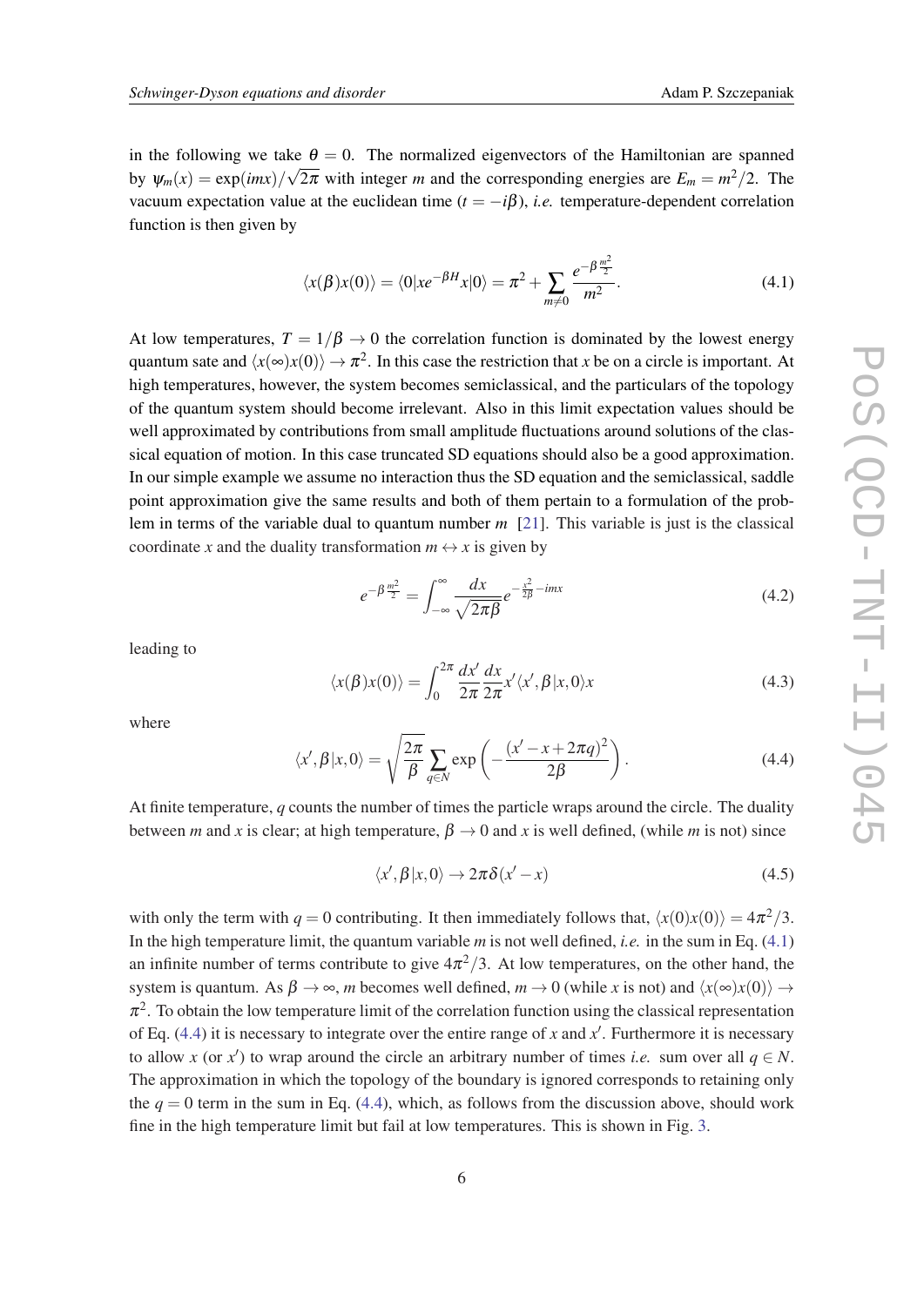in the following we take $\theta = 0$. The normalized eigenvectors of the Hamiltonian are spanned by $\psi_m(x) = \exp(imx)/\sqrt{2\pi}$ with integer $m$ and the corresponding energies are $E_m = m^2/2$. The vacuum expectation value at the euclidean time ($t = -i\beta$), *i.e.* temperature-dependent correlation function is then given by

$$\langle x(\beta)x(0)\rangle = \langle 0|xe^{-\beta H}x|0\rangle = \pi^2 + \sum_{m\neq 0} \frac{e^{-\beta\frac{m^2}{2}}}{m^2}. \tag{4.1}$$

At low temperatures, $T = 1/\beta \to 0$ the correlation function is dominated by the lowest energy quantum sate and $\langle x(\infty)x(0)\rangle \to \pi^2$. In this case the restriction that $x$ be on a circle is important. At high temperatures, however, the system becomes semiclassical, and the particulars of the topology of the quantum system should become irrelevant. Also in this limit expectation values should be well approximated by contributions from small amplitude fluctuations around solutions of the classical equation of motion. In this case truncated SD equations should also be a good approximation. In our simple example we assume no interaction thus the SD equation and the semiclassical, saddle point approximation give the same results and both of them pertain to a formulation of the problem in terms of the variable dual to quantum number $m$ [21]. This variable is just is the classical coordinate $x$ and the duality transformation $m \leftrightarrow x$ is given by

$$e^{-\beta\frac{m^2}{2}} = \int_{-\infty}^{\infty} \frac{dx}{\sqrt{2\pi\beta}} e^{-\frac{x^2}{2\beta} - imx} \tag{4.2}$$

leading to

$$\langle x(\beta)x(0)\rangle = \int_0^{2\pi} \frac{dx'}{2\pi}\frac{dx}{2\pi} x'\langle x',\beta|x,0\rangle x \tag{4.3}$$

where

$$\langle x',\beta|x,0\rangle = \sqrt{\frac{2\pi}{\beta}} \sum_{q\in N} \exp\left(-\frac{(x'-x+2\pi q)^2}{2\beta}\right). \tag{4.4}$$

At finite temperature, $q$ counts the number of times the particle wraps around the circle. The duality between $m$ and $x$ is clear; at high temperature, $\beta \to 0$ and $x$ is well defined, (while $m$ is not) since

$$\langle x',\beta|x,0\rangle \to 2\pi\delta(x'-x) \tag{4.5}$$

with only the term with $q = 0$ contributing. It then immediately follows that, $\langle x(0)x(0)\rangle = 4\pi^2/3$. In the high temperature limit, the quantum variable $m$ is not well defined, *i.e.* in the sum in Eq. (4.1) an infinite number of terms contribute to give $4\pi^2/3$. At low temperatures, on the other hand, the system is quantum. As $\beta \to \infty$, $m$ becomes well defined, $m \to 0$ (while $x$ is not) and $\langle x(\infty)x(0)\rangle \to \pi^2$. To obtain the low temperature limit of the correlation function using the classical representation of Eq. (4.4) it is necessary to integrate over the entire range of $x$ and $x'$. Furthermore it is necessary to allow $x$ (or $x'$) to wrap around the circle an arbitrary number of times *i.e.* sum over all $q \in N$. The approximation in which the topology of the boundary is ignored corresponds to retaining only the $q = 0$ term in the sum in Eq. (4.4), which, as follows from the discussion above, should work fine in the high temperature limit but fail at low temperatures. This is shown in Fig. 3.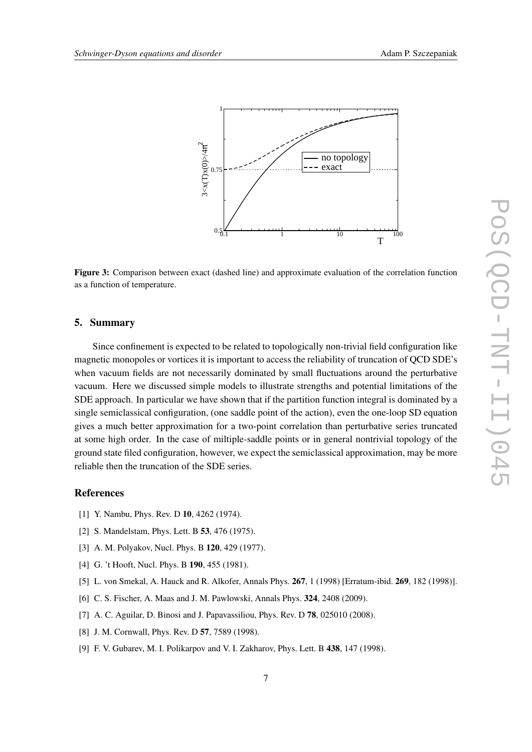**Figure 3:** Comparison between exact (dashed line) and approximate evaluation of the correlation function as a function of temperature.

## 5. Summary

Since confinement is expected to be related to topologically non-trivial field configuration like magnetic monopoles or vortices it is important to access the reliability of truncation of QCD SDE's when vacuum fields are not necessarily dominated by small fluctuations around the perturbative vacuum. Here we discussed simple models to illustrate strengths and potential limitations of the SDE approach. In particular we have shown that if the partition function integral is dominated by a single semiclassical configuration, (one saddle point of the action), even the one-loop SD equation gives a much better approximation for a two-point correlation than perturbative series truncated at some high order. In the case of miltiple-saddle points or in general nontrivial topology of the ground state filed configuration, however, we expect the semiclassical approximation, may be more reliable then the truncation of the SDE series.

## References

[1] Y. Nambu, Phys. Rev. D **10**, 4262 (1974).

[2] S. Mandelstam, Phys. Lett. B **53**, 476 (1975).

[3] A. M. Polyakov, Nucl. Phys. B **120**, 429 (1977).

[4] G. 't Hooft, Nucl. Phys. B **190**, 455 (1981).

[5] L. von Smekal, A. Hauck and R. Alkofer, Annals Phys. **267**, 1 (1998) [Erratum-ibid. **269**, 182 (1998)].

[6] C. S. Fischer, A. Maas and J. M. Pawlowski, Annals Phys. **324**, 2408 (2009).

[7] A. C. Aguilar, D. Binosi and J. Papavassiliou, Phys. Rev. D **78**, 025010 (2008).

[8] J. M. Cornwall, Phys. Rev. D **57**, 7589 (1998).

[9] F. V. Gubarev, M. I. Polikarpov and V. I. Zakharov, Phys. Lett. B **438**, 147 (1998).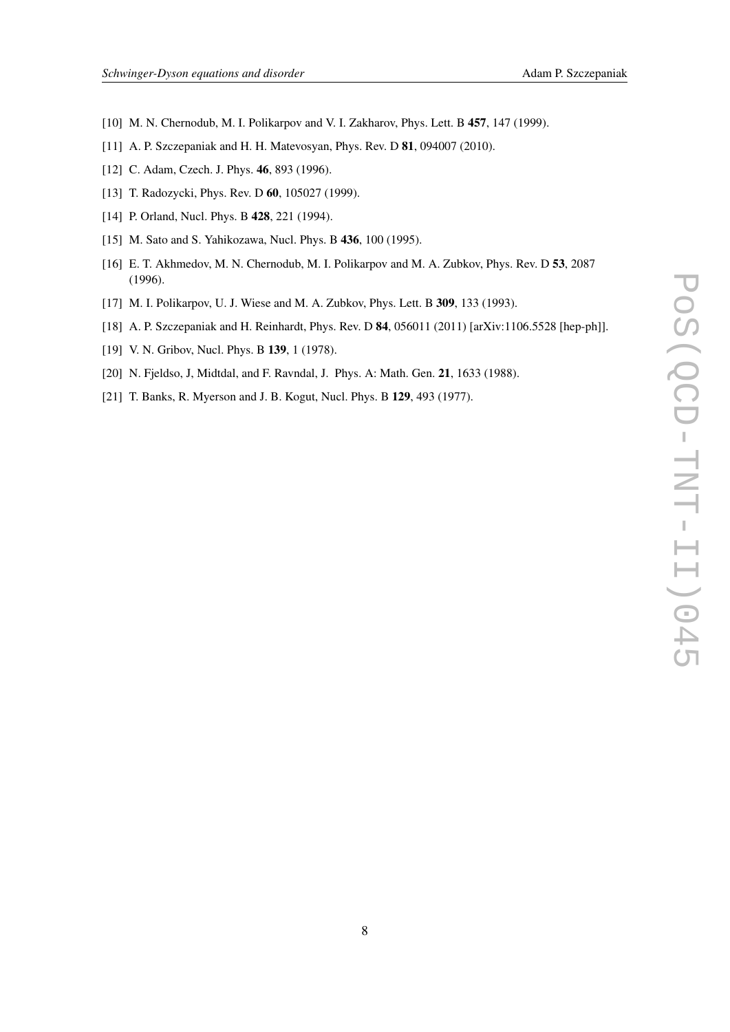[10] M. N. Chernodub, M. I. Polikarpov and V. I. Zakharov, Phys. Lett. B **457**, 147 (1999).

[11] A. P. Szczepaniak and H. H. Matevosyan, Phys. Rev. D **81**, 094007 (2010).

[12] C. Adam, Czech. J. Phys. **46**, 893 (1996).

[13] T. Radozycki, Phys. Rev. D **60**, 105027 (1999).

[14] P. Orland, Nucl. Phys. B **428**, 221 (1994).

[15] M. Sato and S. Yahikozawa, Nucl. Phys. B **436**, 100 (1995).

[16] E. T. Akhmedov, M. N. Chernodub, M. I. Polikarpov and M. A. Zubkov, Phys. Rev. D **53**, 2087 (1996).

[17] M. I. Polikarpov, U. J. Wiese and M. A. Zubkov, Phys. Lett. B **309**, 133 (1993).

[18] A. P. Szczepaniak and H. Reinhardt, Phys. Rev. D **84**, 056011 (2011) [arXiv:1106.5528 [hep-ph]].

[19] V. N. Gribov, Nucl. Phys. B **139**, 1 (1978).

[20] N. Fjeldso, J, Midtdal, and F. Ravndal, J. Phys. A: Math. Gen. **21**, 1633 (1988).

[21] T. Banks, R. Myerson and J. B. Kogut, Nucl. Phys. B **129**, 493 (1977).